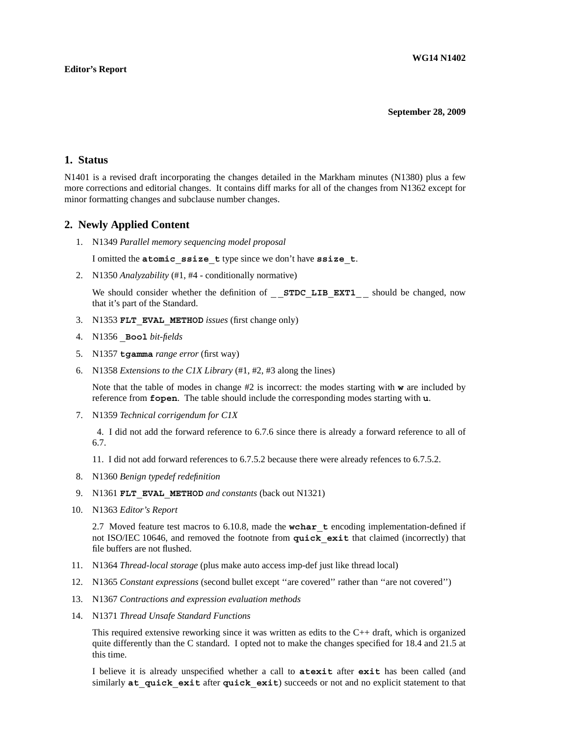**WG14 N1402**

**Editor's Report**

**September 28, 2009**

## 1. Status

N1401 is a revised draft incorporating the changes detailed in the Markham minutes (N1380) plus a few more corrections and editorial changes. It contains diff marks for all of the changes from N1362 except for minor formatting changes and subclause number changes.

## 2. Newly Applied Content

1. N1349 *Parallel memory sequencing model proposal*

   I omitted the **`atomic_ssize_t`** type since we don't have **`ssize_t`**.

2. N1350 *Analyzability* (#1, #4 - conditionally normative)

   We should consider whether the definition of **`__STDC_LIB_EXT1__`** should be changed, now that it's part of the Standard.

3. N1353 **`FLT_EVAL_METHOD`** *issues* (first change only)

4. N1356 **`_Bool`** *bit-fields*

5. N1357 **`tgamma`** *range error* (first way)

6. N1358 *Extensions to the C1X Library* (#1, #2, #3 along the lines)

   Note that the table of modes in change #2 is incorrect: the modes starting with **`w`** are included by reference from **`fopen`**. The table should include the corresponding modes starting with **`u`**.

7. N1359 *Technical corrigendum for C1X*

   4. I did not add the forward reference to 6.7.6 since there is already a forward reference to all of 6.7.

   11. I did not add forward references to 6.7.5.2 because there were already refences to 6.7.5.2.

8. N1360 *Benign typedef redefinition*

9. N1361 **`FLT_EVAL_METHOD`** *and constants* (back out N1321)

10. N1363 *Editor's Report*

    2.7 Moved feature test macros to 6.10.8, made the **`wchar_t`** encoding implementation-defined if not ISO/IEC 10646, and removed the footnote from **`quick_exit`** that claimed (incorrectly) that file buffers are not flushed.

11. N1364 *Thread-local storage* (plus make auto access imp-def just like thread local)

12. N1365 *Constant expressions* (second bullet except ''are covered'' rather than ''are not covered'')

13. N1367 *Contractions and expression evaluation methods*

14. N1371 *Thread Unsafe Standard Functions*

    This required extensive reworking since it was written as edits to the C++ draft, which is organized quite differently than the C standard. I opted not to make the changes specified for 18.4 and 21.5 at this time.

    I believe it is already unspecified whether a call to **`atexit`** after **`exit`** has been called (and similarly **`at_quick_exit`** after **`quick_exit`**) succeeds or not and no explicit statement to that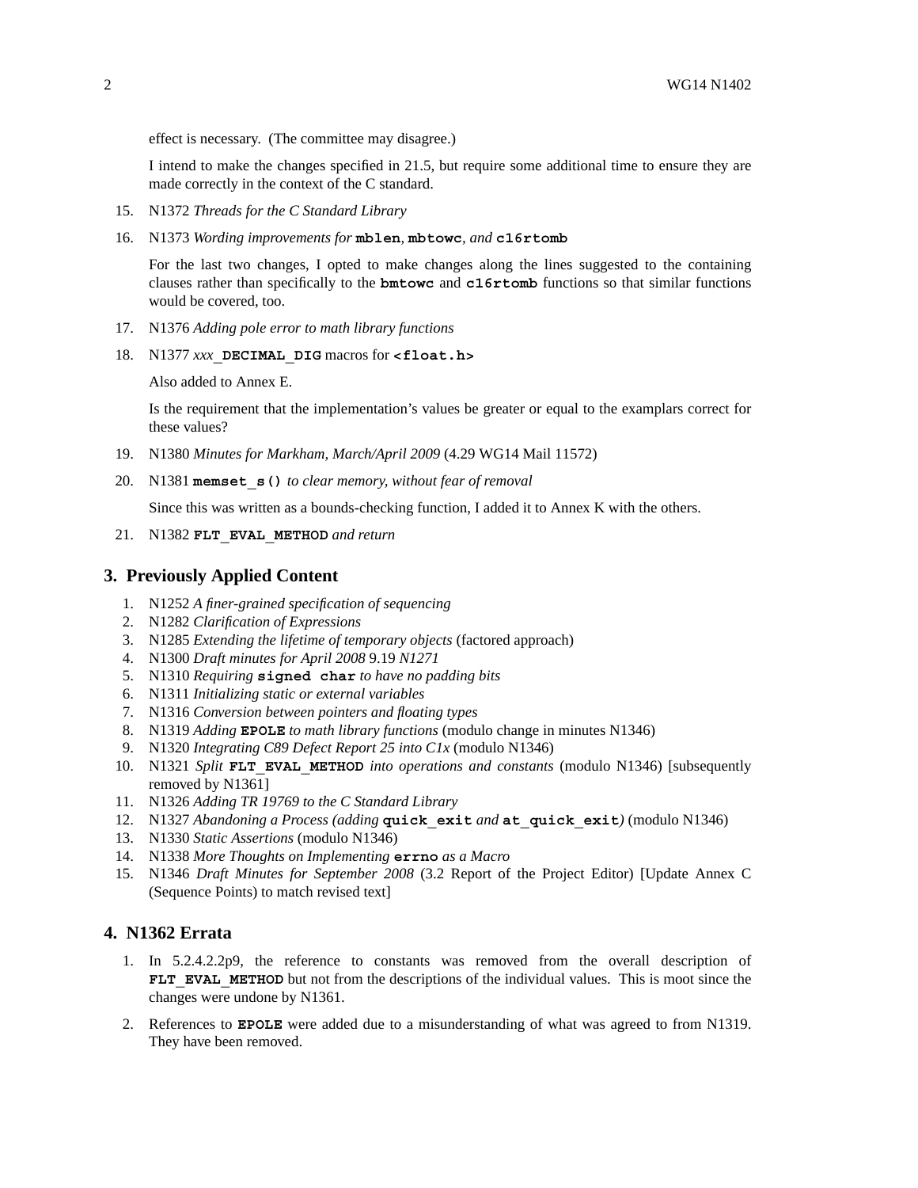effect is necessary. (The committee may disagree.)

I intend to make the changes specified in 21.5, but require some additional time to ensure they are made correctly in the context of the C standard.

15. N1372 *Threads for the C Standard Library*

16. N1373 *Wording improvements for* **mblen**, **mbtowc**, *and* **c16rtomb**

    For the last two changes, I opted to make changes along the lines suggested to the containing clauses rather than specifically to the **bmtowc** and **c16rtomb** functions so that similar functions would be covered, too.

17. N1376 *Adding pole error to math library functions*

18. N1377 *xxx*_**DECIMAL_DIG** macros for **<float.h>**

    Also added to Annex E.

    Is the requirement that the implementation's values be greater or equal to the examplars correct for these values?

19. N1380 *Minutes for Markham, March/April 2009* (4.29 WG14 Mail 11572)

20. N1381 **memset_s()** *to clear memory, without fear of removal*

    Since this was written as a bounds-checking function, I added it to Annex K with the others.

21. N1382 **FLT_EVAL_METHOD** *and return*

## 3. Previously Applied Content

1. N1252 *A finer-grained specification of sequencing*
2. N1282 *Clarification of Expressions*
3. N1285 *Extending the lifetime of temporary objects* (factored approach)
4. N1300 *Draft minutes for April 2008* 9.19 *N1271*
5. N1310 *Requiring* **signed char** *to have no padding bits*
6. N1311 *Initializing static or external variables*
7. N1316 *Conversion between pointers and floating types*
8. N1319 *Adding* **EPOLE** *to math library functions* (modulo change in minutes N1346)
9. N1320 *Integrating C89 Defect Report 25 into C1x* (modulo N1346)
10. N1321 *Split* **FLT_EVAL_METHOD** *into operations and constants* (modulo N1346) [subsequently removed by N1361]
11. N1326 *Adding TR 19769 to the C Standard Library*
12. N1327 *Abandoning a Process (adding* **quick_exit** *and* **at_quick_exit***)* (modulo N1346)
13. N1330 *Static Assertions* (modulo N1346)
14. N1338 *More Thoughts on Implementing* **errno** *as a Macro*
15. N1346 *Draft Minutes for September 2008* (3.2 Report of the Project Editor) [Update Annex C (Sequence Points) to match revised text]

## 4. N1362 Errata

1. In 5.2.4.2.2p9, the reference to constants was removed from the overall description of **FLT_EVAL_METHOD** but not from the descriptions of the individual values. This is moot since the changes were undone by N1361.

2. References to **EPOLE** were added due to a misunderstanding of what was agreed to from N1319. They have been removed.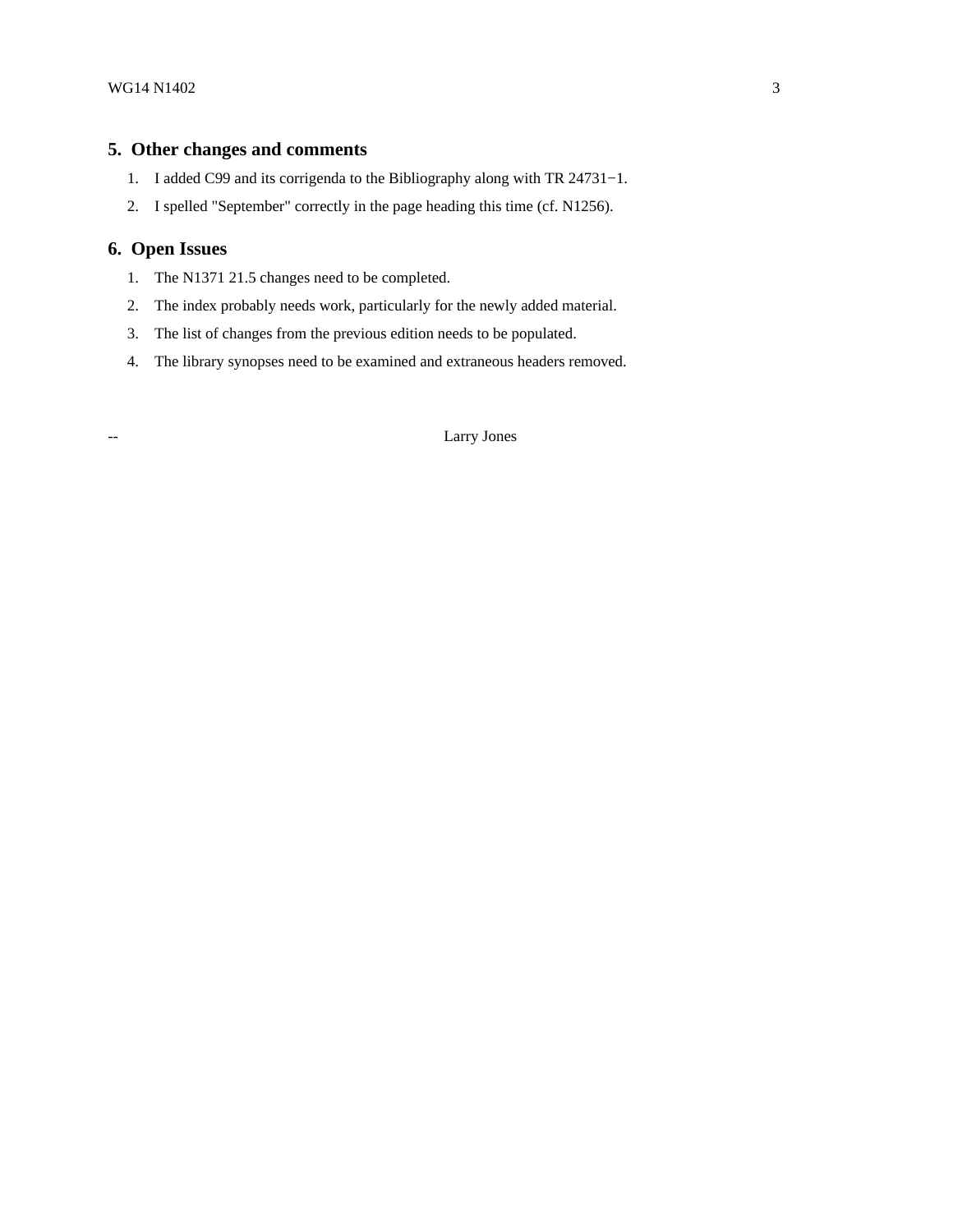## 5. Other changes and comments

1. I added C99 and its corrigenda to the Bibliography along with TR 24731−1.
2. I spelled "September" correctly in the page heading this time (cf. N1256).

## 6. Open Issues

1. The N1371 21.5 changes need to be completed.
2. The index probably needs work, particularly for the newly added material.
3. The list of changes from the previous edition needs to be populated.
4. The library synopses need to be examined and extraneous headers removed.

-- Larry Jones